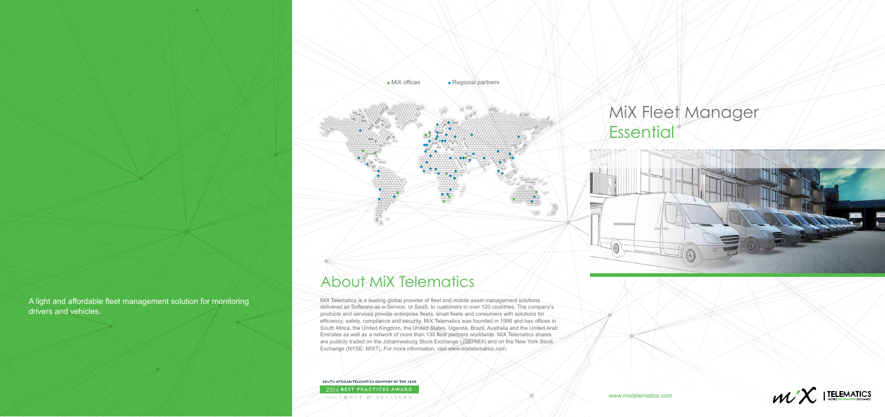# MiX Fleet Manager Essential

A light and affordable fleet management solution for monitoring drivers and vehicles.

• MiX offices • Regional partners

## About MiX Telematics

MiX Telematics is a leading global provider of fleet and mobile asset management solutions delivered as Software-as-a-Service, or SaaS, to customers in over 120 countries. The company's products and services provide enterprise fleets, small fleets and consumers with solutions for efficiency, safety, compliance and security. MiX Telematics was founded in 1996 and has offices in South Africa, the United Kingdom, the United States, Uganda, Brazil, Australia and the United Arab Emirates as well as a network of more than 130 fleet partners worldwide. MiX Telematics shares are publicly traded on the Johannesburg Stock Exchange (JSE: MIX) and on the New York Stock Exchange (NYSE: MIXT). For more information, visit www.mixtelematics.com.

SOUTH AFRICAN TELEMATICS COMPANY OF THE YEAR
2016 BEST PRACTICES AWARD
FROST & SULLIVAN

www.mixtelematics.com

MiX | TELEMATICS
MOBILE INFORMATION EXCHANGE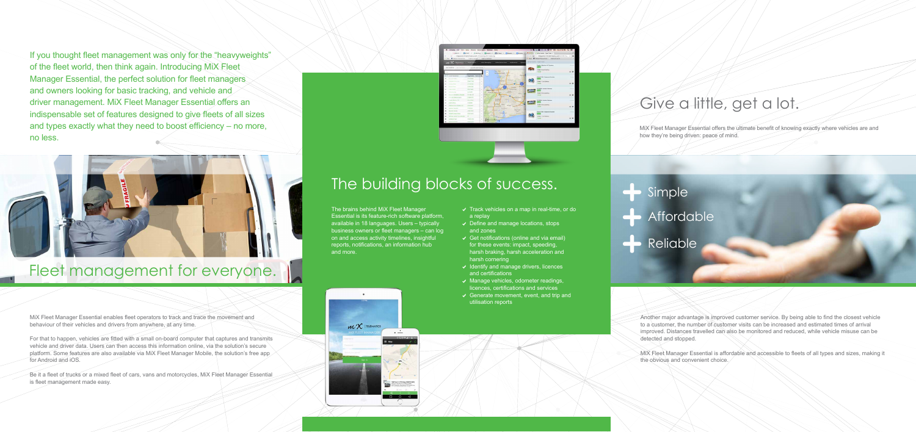If you thought fleet management was only for the "heavyweights" of the fleet world, then think again. Introducing MiX Fleet Manager Essential, the perfect solution for fleet managers and owners looking for basic tracking, and vehicle and driver management. MiX Fleet Manager Essential offers an indispensable set of features designed to give fleets of all sizes and types exactly what they need to boost efficiency – no more, no less.

## Fleet management for everyone.

MiX Fleet Manager Essential enables fleet operators to track and trace the movement and behaviour of their vehicles and drivers from anywhere, at any time.

For that to happen, vehicles are fitted with a small on-board computer that captures and transmits vehicle and driver data. Users can then access this information online, via the solution's secure platform. Some features are also available via MiX Fleet Manager Mobile, the solution's free app for Android and iOS.

Be it a fleet of trucks or a mixed fleet of cars, vans and motorcycles, MiX Fleet Manager Essential is fleet management made easy.

## The building blocks of success.

The brains behind MiX Fleet Manager Essential is its feature-rich software platform, available in 18 languages. Users – typically business owners or fleet managers – can log on and access activity timelines, insightful reports, notifications, an information hub and more.

- Track vehicles on a map in real-time, or do a replay
- Define and manage locations, stops and zones
- Get notifications (online and via email) for these events: impact, speeding, harsh braking, harsh acceleration and harsh cornering
- Identify and manage drivers, licences and certifications
- Manage vehicles, odometer readings, licences, certifications and services
- Generate movement, event, and trip and utilisation reports

## Give a little, get a lot.

MiX Fleet Manager Essential offers the ultimate benefit of knowing exactly where vehicles are and how they're being driven: peace of mind.

- Simple
- Affordable
- Reliable

Another major advantage is improved customer service. By being able to find the closest vehicle to a customer, the number of customer visits can be increased and estimated times of arrival improved. Distances travelled can also be monitored and reduced, while vehicle misuse can be detected and stopped.

MiX Fleet Manager Essential is affordable and accessible to fleets of all types and sizes, making it the obvious and convenient choice.